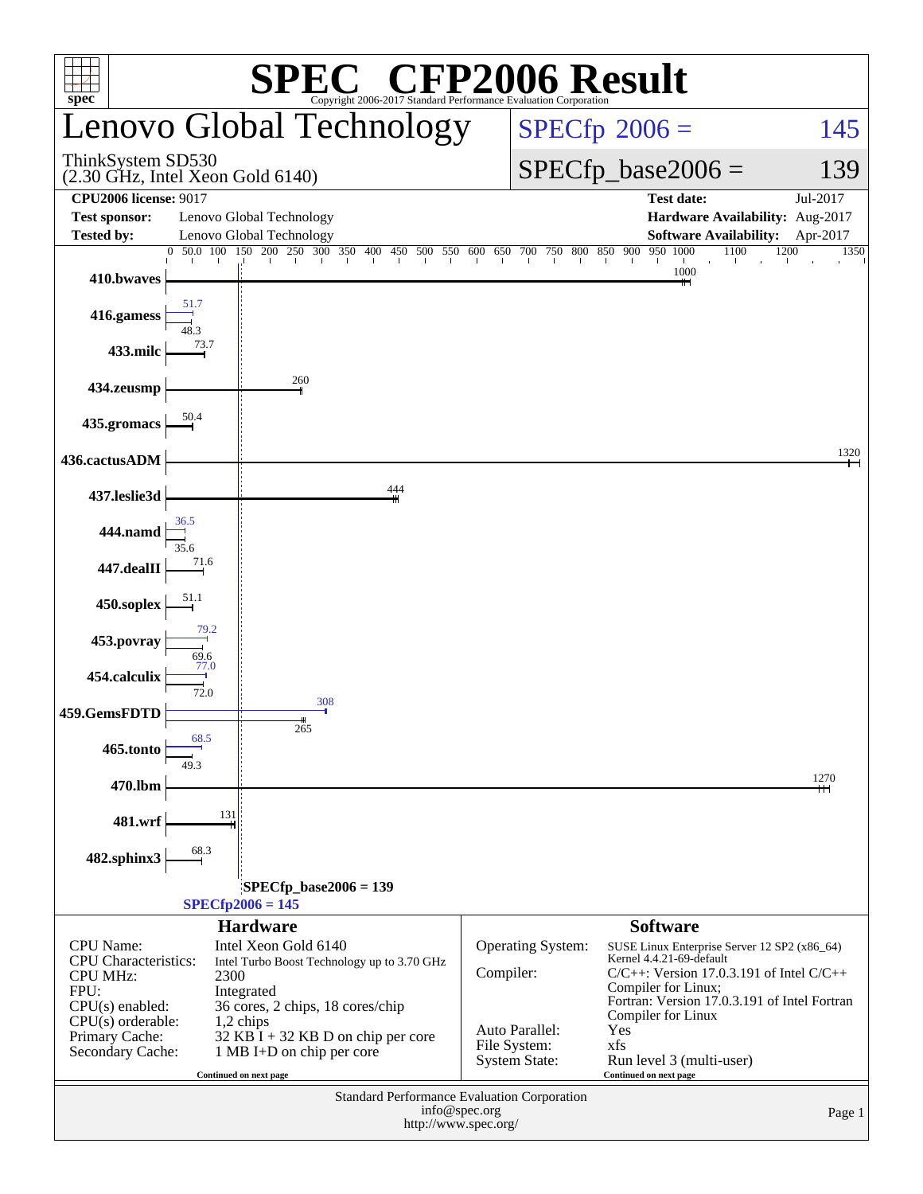# SPEC® CFP2006 Result

Copyright 2006-2017 Standard Performance Evaluation Corporation

## Lenovo Global Technology

ThinkSystem SD530
(2.30 GHz, Intel Xeon Gold 6140)

SPECfp 2006 = 145

SPECfp_base2006 = 139

| | | | |
|---|---|---|---|
| **CPU2006 license:** 9017 | | **Test date:** | Jul-2017 |
| **Test sponsor:** | Lenovo Global Technology | **Hardware Availability:** | Aug-2017 |
| **Tested by:** | Lenovo Global Technology | **Software Availability:** | Apr-2017 |

0 50.0 100 150 200 250 300 350 400 450 500 550 600 650 700 750 800 850 900 950 1000 1100 1200 1350

410.bwaves 1000

416.gamess 51.7 48.3

433.milc 73.7

434.zeusmp 260

435.gromacs 50.4

436.cactusADM 1320

437.leslie3d 444

444.namd 36.5 35.6

447.dealII 71.6

450.soplex 51.1

453.povray 79.2 69.6

454.calculix 77.0 72.0

459.GemsFDTD 308 265

465.tonto 68.5 49.3

470.lbm 1270

481.wrf 131

482.sphinx3 68.3

SPECfp_base2006 = 139

SPECfp2006 = 145

### Hardware

| | |
|---|---|
| CPU Name: | Intel Xeon Gold 6140 |
| CPU Characteristics: | Intel Turbo Boost Technology up to 3.70 GHz |
| CPU MHz: | 2300 |
| FPU: | Integrated |
| CPU(s) enabled: | 36 cores, 2 chips, 18 cores/chip |
| CPU(s) orderable: | 1,2 chips |
| Primary Cache: | 32 KB I + 32 KB D on chip per core |
| Secondary Cache: | 1 MB I+D on chip per core |

Continued on next page

### Software

| | |
|---|---|
| Operating System: | SUSE Linux Enterprise Server 12 SP2 (x86_64) Kernel 4.4.21-69-default |
| Compiler: | C/C++: Version 17.0.3.191 of Intel C/C++ Compiler for Linux; Fortran: Version 17.0.3.191 of Intel Fortran Compiler for Linux |
| Auto Parallel: | Yes |
| File System: | xfs |
| System State: | Run level 3 (multi-user) |

Continued on next page

Standard Performance Evaluation Corporation
info@spec.org
http://www.spec.org/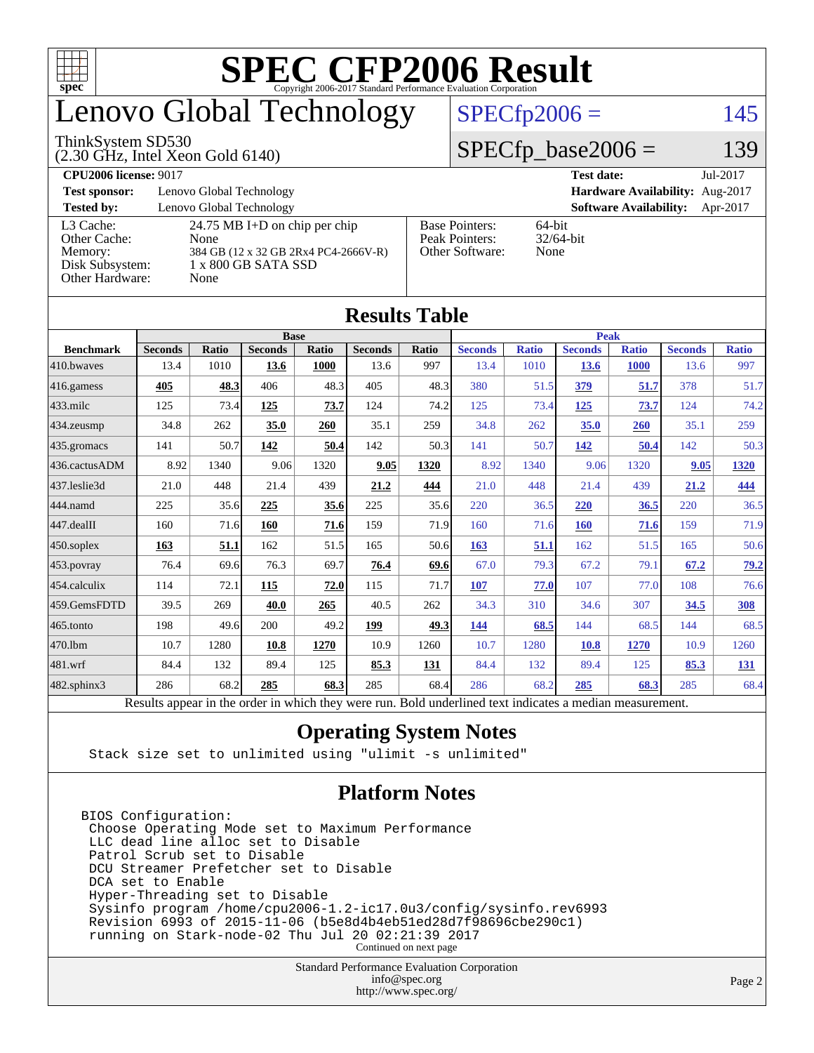# SPEC CFP2006 Result

Copyright 2006-2017 Standard Performance Evaluation Corporation

# Lenovo Global Technology

ThinkSystem SD530
(2.30 GHz, Intel Xeon Gold 6140)

SPECfp2006 = 145

SPECfp_base2006 = 139

| | | | |
|---|---|---|---|
| **CPU2006 license:** 9017 | | **Test date:** | Jul-2017 |
| **Test sponsor:** | Lenovo Global Technology | **Hardware Availability:** | Aug-2017 |
| **Tested by:** | Lenovo Global Technology | **Software Availability:** | Apr-2017 |

| | |
|---|---|
| L3 Cache: | 24.75 MB I+D on chip per chip |
| Other Cache: | None |
| Memory: | 384 GB (12 x 32 GB 2Rx4 PC4-2666V-R) |
| Disk Subsystem: | 1 x 800 GB SATA SSD |
| Other Hardware: | None |

| | |
|---|---|
| Base Pointers: | 64-bit |
| Peak Pointers: | 32/64-bit |
| Other Software: | None |

## Results Table

| | Base | | | | | | Peak | | | | | |
|---|---|---|---|---|---|---|---|---|---|---|---|---|
| **Benchmark** | **Seconds** | **Ratio** | **Seconds** | **Ratio** | **Seconds** | **Ratio** | **Seconds** | **Ratio** | **Seconds** | **Ratio** | **Seconds** | **Ratio** |
| 410.bwaves | 13.4 | 1010 | **13.6** | **1000** | 13.6 | 997 | 13.4 | 1010 | **13.6** | **1000** | 13.6 | 997 |
| 416.gamess | **405** | **48.3** | 406 | 48.3 | 405 | 48.3 | 380 | 51.5 | **379** | **51.7** | 378 | 51.7 |
| 433.milc | 125 | 73.4 | **125** | **73.7** | 124 | 74.2 | 125 | 73.4 | **125** | **73.7** | 124 | 74.2 |
| 434.zeusmp | 34.8 | 262 | **35.0** | **260** | 35.1 | 259 | 34.8 | 262 | **35.0** | **260** | 35.1 | 259 |
| 435.gromacs | 141 | 50.7 | **142** | **50.4** | 142 | 50.3 | 141 | 50.7 | **142** | **50.4** | 142 | 50.3 |
| 436.cactusADM | 8.92 | 1340 | 9.06 | 1320 | **9.05** | **1320** | 8.92 | 1340 | 9.06 | 1320 | **9.05** | **1320** |
| 437.leslie3d | 21.0 | 448 | 21.4 | 439 | **21.2** | **444** | 21.0 | 448 | 21.4 | 439 | **21.2** | **444** |
| 444.namd | 225 | 35.6 | **225** | **35.6** | 225 | 35.6 | 220 | 36.5 | **220** | **36.5** | 220 | 36.5 |
| 447.dealII | 160 | 71.6 | **160** | **71.6** | 159 | 71.9 | 160 | 71.6 | **160** | **71.6** | 159 | 71.9 |
| 450.soplex | **163** | **51.1** | 162 | 51.5 | 165 | 50.6 | **163** | **51.1** | 162 | 51.5 | 165 | 50.6 |
| 453.povray | 76.4 | 69.6 | 76.3 | 69.7 | **76.4** | **69.6** | 67.0 | 79.3 | 67.2 | 79.1 | **67.2** | **79.2** |
| 454.calculix | 114 | 72.1 | **115** | **72.0** | 115 | 71.7 | **107** | **77.0** | 107 | 77.0 | 108 | 76.6 |
| 459.GemsFDTD | 39.5 | 269 | **40.0** | **265** | 40.5 | 262 | 34.3 | 310 | 34.6 | 307 | **34.5** | **308** |
| 465.tonto | 198 | 49.6 | 200 | 49.2 | **199** | **49.3** | **144** | **68.5** | 144 | 68.5 | 144 | 68.5 |
| 470.lbm | 10.7 | 1280 | **10.8** | **1270** | 10.9 | 1260 | 10.7 | 1280 | **10.8** | **1270** | 10.9 | 1260 |
| 481.wrf | 84.4 | 132 | 89.4 | 125 | **85.3** | **131** | 84.4 | 132 | 89.4 | 125 | **85.3** | **131** |
| 482.sphinx3 | 286 | 68.2 | **285** | **68.3** | 285 | 68.4 | 286 | 68.2 | **285** | **68.3** | 285 | 68.4 |

Results appear in the order in which they were run. Bold underlined text indicates a median measurement.

## Operating System Notes

```
Stack size set to unlimited using "ulimit -s unlimited"
```

## Platform Notes

```
BIOS Configuration:
 Choose Operating Mode set to Maximum Performance
 LLC dead line alloc set to Disable
 Patrol Scrub set to Disable
 DCU Streamer Prefetcher set to Disable
 DCA set to Enable
 Hyper-Threading set to Disable
 Sysinfo program /home/cpu2006-1.2-ic17.0u3/config/sysinfo.rev6993
 Revision 6993 of 2015-11-06 (b5e8d4b4eb51ed28d7f98696cbe290c1)
 running on Stark-node-02 Thu Jul 20 02:21:39 2017
```

Continued on next page

Standard Performance Evaluation Corporation
info@spec.org
http://www.spec.org/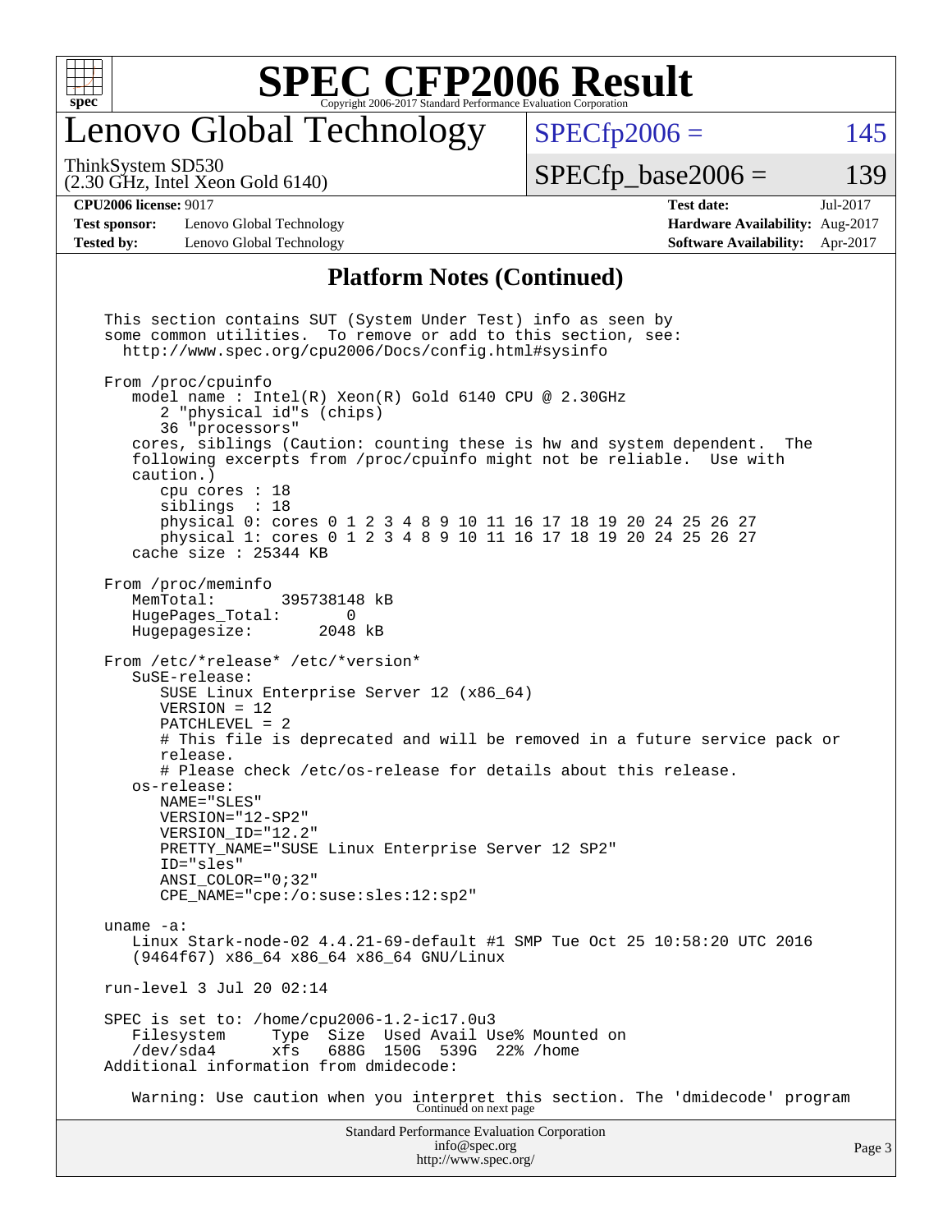# Lenovo Global Technology

ThinkSystem SD530
(2.30 GHz, Intel Xeon Gold 6140)

SPECfp2006 = 145

SPECfp_base2006 = 139

**CPU2006 license:** 9017
**Test sponsor:** Lenovo Global Technology
**Tested by:** Lenovo Global Technology

**Test date:** Jul-2017
**Hardware Availability:** Aug-2017
**Software Availability:** Apr-2017

## Platform Notes (Continued)

```
This section contains SUT (System Under Test) info as seen by
some common utilities.  To remove or add to this section, see:
  http://www.spec.org/cpu2006/Docs/config.html#sysinfo

From /proc/cpuinfo
   model name : Intel(R) Xeon(R) Gold 6140 CPU @ 2.30GHz
      2 "physical id"s (chips)
      36 "processors"
   cores, siblings (Caution: counting these is hw and system dependent.  The
   following excerpts from /proc/cpuinfo might not be reliable.  Use with
   caution.)
      cpu cores : 18
      siblings  : 18
      physical 0: cores 0 1 2 3 4 8 9 10 11 16 17 18 19 20 24 25 26 27
      physical 1: cores 0 1 2 3 4 8 9 10 11 16 17 18 19 20 24 25 26 27
   cache size : 25344 KB

From /proc/meminfo
   MemTotal:       395738148 kB
   HugePages_Total:       0
   Hugepagesize:       2048 kB

From /etc/*release* /etc/*version*
   SuSE-release:
      SUSE Linux Enterprise Server 12 (x86_64)
      VERSION = 12
      PATCHLEVEL = 2
      # This file is deprecated and will be removed in a future service pack or
      release.
      # Please check /etc/os-release for details about this release.
   os-release:
      NAME="SLES"
      VERSION="12-SP2"
      VERSION_ID="12.2"
      PRETTY_NAME="SUSE Linux Enterprise Server 12 SP2"
      ID="sles"
      ANSI_COLOR="0;32"
      CPE_NAME="cpe:/o:suse:sles:12:sp2"

uname -a:
   Linux Stark-node-02 4.4.21-69-default #1 SMP Tue Oct 25 10:58:20 UTC 2016
   (9464f67) x86_64 x86_64 x86_64 GNU/Linux

run-level 3 Jul 20 02:14

SPEC is set to: /home/cpu2006-1.2-ic17.0u3
   Filesystem     Type  Size  Used Avail Use% Mounted on
   /dev/sda4      xfs   688G  150G  539G  22% /home
Additional information from dmidecode:

   Warning: Use caution when you interpret this section. The 'dmidecode' program
```

Continued on next page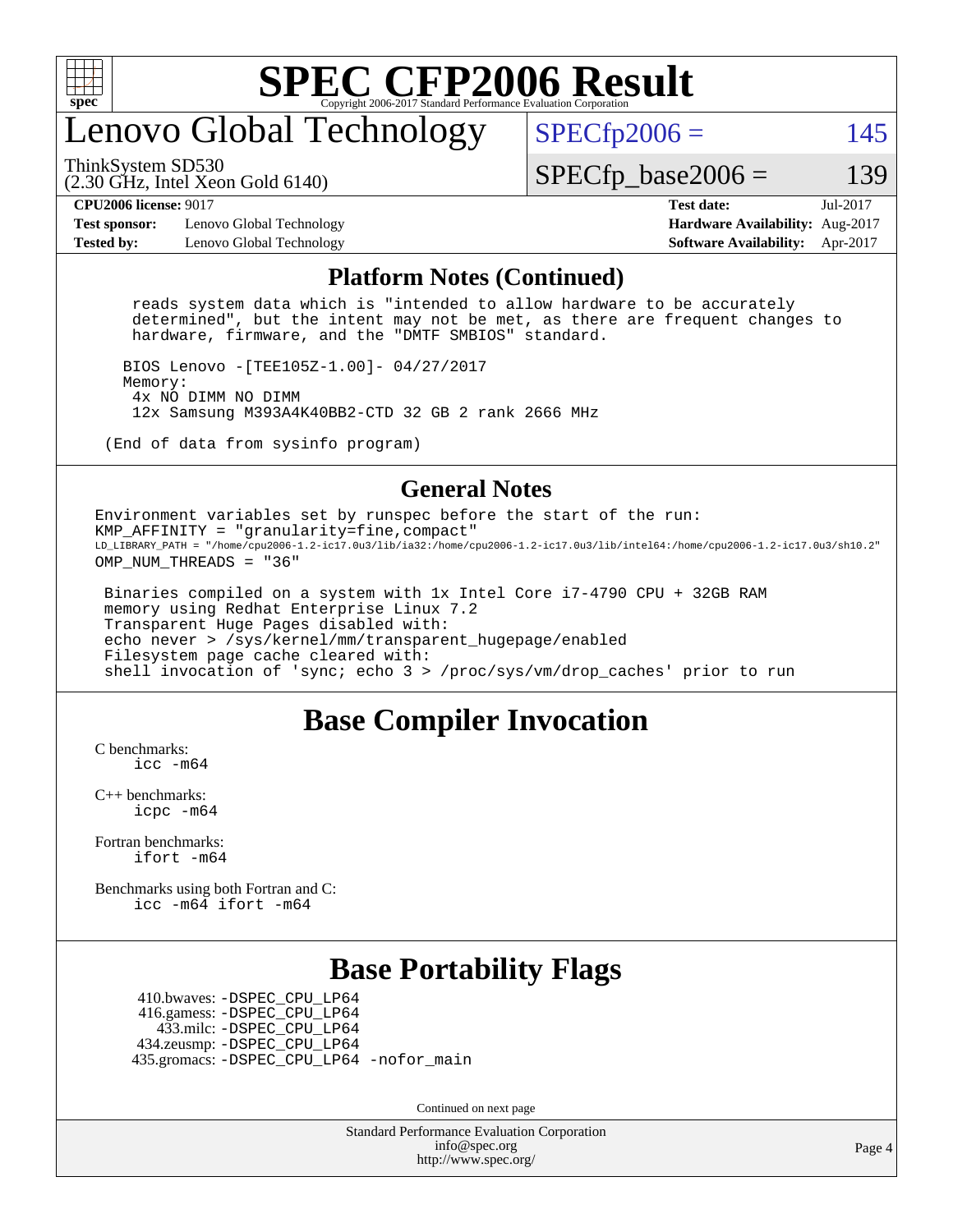# SPEC CFP2006 Result

Copyright 2006-2017 Standard Performance Evaluation Corporation

## Lenovo Global Technology

ThinkSystem SD530
(2.30 GHz, Intel Xeon Gold 6140)

SPECfp2006 = 145

SPECfp_base2006 = 139

**CPU2006 license:** 9017
**Test sponsor:** Lenovo Global Technology
**Tested by:** Lenovo Global Technology

**Test date:** Jul-2017
**Hardware Availability:** Aug-2017
**Software Availability:** Apr-2017

### Platform Notes (Continued)

```
   reads system data which is "intended to allow hardware to be accurately
   determined", but the intent may not be met, as there are frequent changes to
   hardware, firmware, and the "DMTF SMBIOS" standard.

  BIOS Lenovo -[TEE105Z-1.00]- 04/27/2017
  Memory:
   4x NO DIMM NO DIMM
   12x Samsung M393A4K40BB2-CTD 32 GB 2 rank 2666 MHz

(End of data from sysinfo program)
```

### General Notes

```
Environment variables set by runspec before the start of the run:
KMP_AFFINITY = "granularity=fine,compact"
LD_LIBRARY_PATH = "/home/cpu2006-1.2-ic17.0u3/lib/ia32:/home/cpu2006-1.2-ic17.0u3/lib/intel64:/home/cpu2006-1.2-ic17.0u3/sh10.2"
OMP_NUM_THREADS = "36"

 Binaries compiled on a system with 1x Intel Core i7-4790 CPU + 32GB RAM
 memory using Redhat Enterprise Linux 7.2
 Transparent Huge Pages disabled with:
 echo never > /sys/kernel/mm/transparent_hugepage/enabled
 Filesystem page cache cleared with:
 shell invocation of 'sync; echo 3 > /proc/sys/vm/drop_caches' prior to run
```

## Base Compiler Invocation

C benchmarks:
    icc -m64

C++ benchmarks:
    icpc -m64

Fortran benchmarks:
    ifort -m64

Benchmarks using both Fortran and C:
    icc -m64 ifort -m64

## Base Portability Flags

410.bwaves: -DSPEC_CPU_LP64
416.gamess: -DSPEC_CPU_LP64
433.milc: -DSPEC_CPU_LP64
434.zeusmp: -DSPEC_CPU_LP64
435.gromacs: -DSPEC_CPU_LP64 -nofor_main

Continued on next page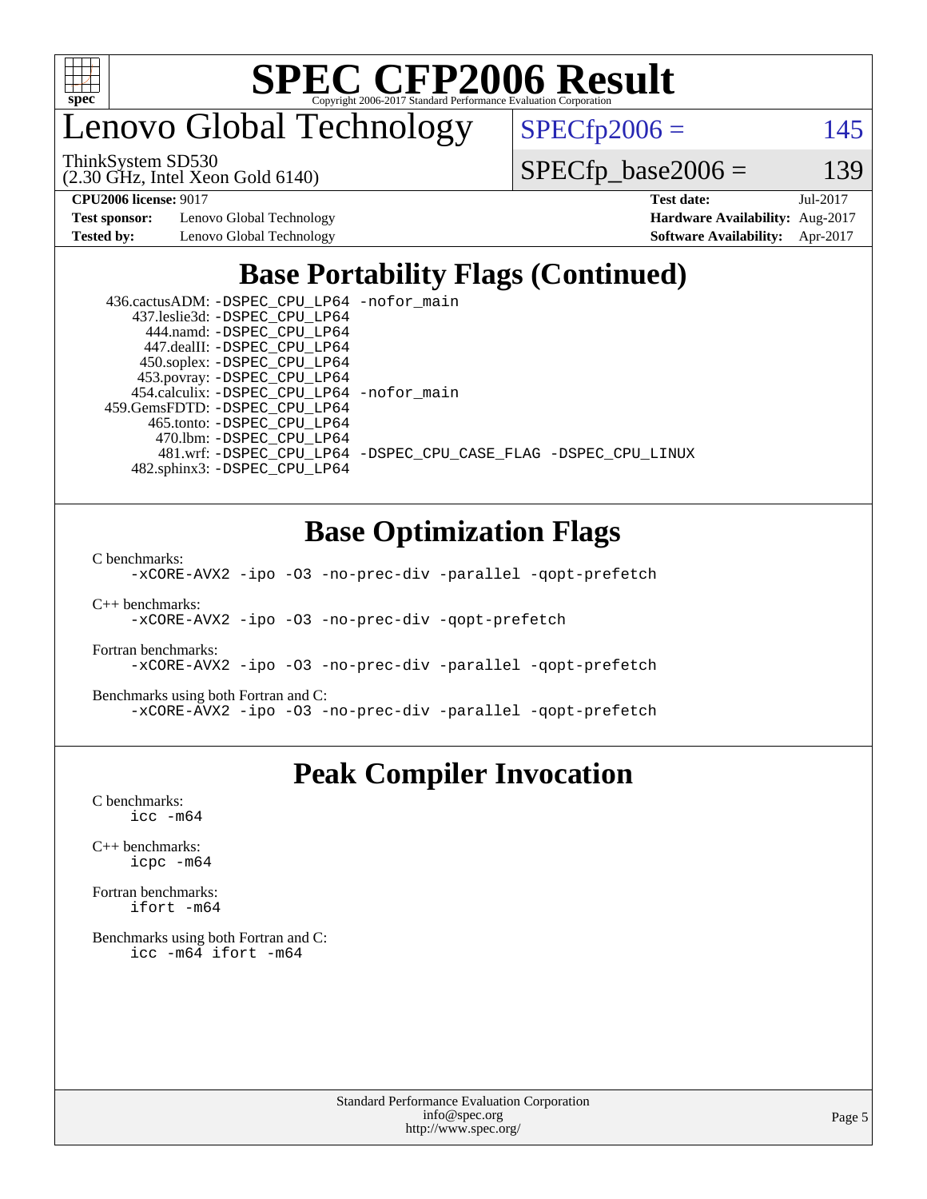# SPEC CFP2006 Result

Copyright 2006-2017 Standard Performance Evaluation Corporation

## Lenovo Global Technology

ThinkSystem SD530
(2.30 GHz, Intel Xeon Gold 6140)

SPECfp2006 = 145

SPECfp_base2006 = 139

| | | | |
|---|---|---|---|
| **CPU2006 license:** 9017 | | **Test date:** | Jul-2017 |
| **Test sponsor:** | Lenovo Global Technology | **Hardware Availability:** | Aug-2017 |
| **Tested by:** | Lenovo Global Technology | **Software Availability:** | Apr-2017 |

## Base Portability Flags (Continued)

436.cactusADM: -DSPEC_CPU_LP64 -nofor_main
437.leslie3d: -DSPEC_CPU_LP64
444.namd: -DSPEC_CPU_LP64
447.dealII: -DSPEC_CPU_LP64
450.soplex: -DSPEC_CPU_LP64
453.povray: -DSPEC_CPU_LP64
454.calculix: -DSPEC_CPU_LP64 -nofor_main
459.GemsFDTD: -DSPEC_CPU_LP64
465.tonto: -DSPEC_CPU_LP64
470.lbm: -DSPEC_CPU_LP64
481.wrf: -DSPEC_CPU_LP64 -DSPEC_CPU_CASE_FLAG -DSPEC_CPU_LINUX
482.sphinx3: -DSPEC_CPU_LP64

## Base Optimization Flags

C benchmarks:
-xCORE-AVX2 -ipo -O3 -no-prec-div -parallel -qopt-prefetch

C++ benchmarks:
-xCORE-AVX2 -ipo -O3 -no-prec-div -qopt-prefetch

Fortran benchmarks:
-xCORE-AVX2 -ipo -O3 -no-prec-div -parallel -qopt-prefetch

Benchmarks using both Fortran and C:
-xCORE-AVX2 -ipo -O3 -no-prec-div -parallel -qopt-prefetch

## Peak Compiler Invocation

C benchmarks:
icc -m64

C++ benchmarks:
icpc -m64

Fortran benchmarks:
ifort -m64

Benchmarks using both Fortran and C:
icc -m64 ifort -m64

Standard Performance Evaluation Corporation
info@spec.org
http://www.spec.org/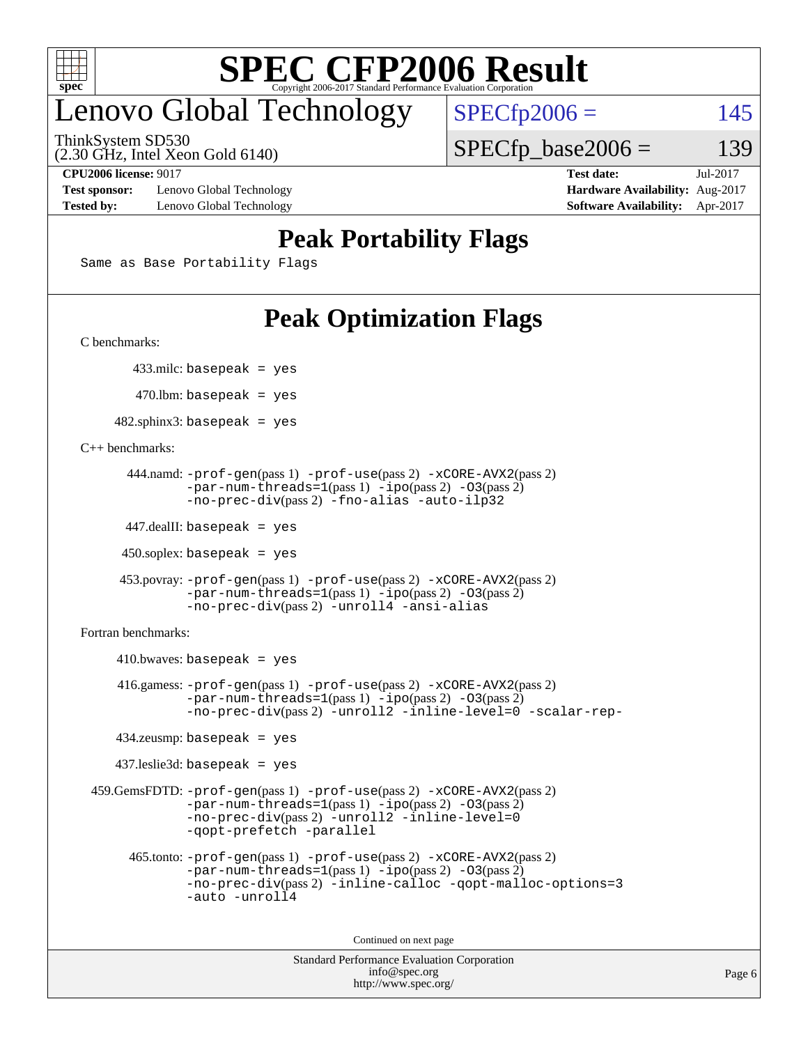# SPEC CFP2006 Result

Copyright 2006-2017 Standard Performance Evaluation Corporation

## Lenovo Global Technology

ThinkSystem SD530
(2.30 GHz, Intel Xeon Gold 6140)

SPECfp2006 = 145

SPECfp_base2006 = 139

| | | | |
|---|---|---|---|
| **CPU2006 license:** 9017 | | **Test date:** | Jul-2017 |
| **Test sponsor:** | Lenovo Global Technology | **Hardware Availability:** | Aug-2017 |
| **Tested by:** | Lenovo Global Technology | **Software Availability:** | Apr-2017 |

## Peak Portability Flags

Same as Base Portability Flags

## Peak Optimization Flags

C benchmarks:

433.milc: basepeak = yes

470.lbm: basepeak = yes

482.sphinx3: basepeak = yes

C++ benchmarks:

444.namd: -prof-gen(pass 1) -prof-use(pass 2) -xCORE-AVX2(pass 2) -par-num-threads=1(pass 1) -ipo(pass 2) -O3(pass 2) -no-prec-div(pass 2) -fno-alias -auto-ilp32

447.dealII: basepeak = yes

450.soplex: basepeak = yes

453.povray: -prof-gen(pass 1) -prof-use(pass 2) -xCORE-AVX2(pass 2) -par-num-threads=1(pass 1) -ipo(pass 2) -O3(pass 2) -no-prec-div(pass 2) -unroll4 -ansi-alias

Fortran benchmarks:

410.bwaves: basepeak = yes

416.gamess: -prof-gen(pass 1) -prof-use(pass 2) -xCORE-AVX2(pass 2) -par-num-threads=1(pass 1) -ipo(pass 2) -O3(pass 2) -no-prec-div(pass 2) -unroll2 -inline-level=0 -scalar-rep-

434.zeusmp: basepeak = yes

437.leslie3d: basepeak = yes

459.GemsFDTD: -prof-gen(pass 1) -prof-use(pass 2) -xCORE-AVX2(pass 2) -par-num-threads=1(pass 1) -ipo(pass 2) -O3(pass 2) -no-prec-div(pass 2) -unroll2 -inline-level=0 -qopt-prefetch -parallel

465.tonto: -prof-gen(pass 1) -prof-use(pass 2) -xCORE-AVX2(pass 2) -par-num-threads=1(pass 1) -ipo(pass 2) -O3(pass 2) -no-prec-div(pass 2) -inline-calloc -qopt-malloc-options=3 -auto -unroll4

Continued on next page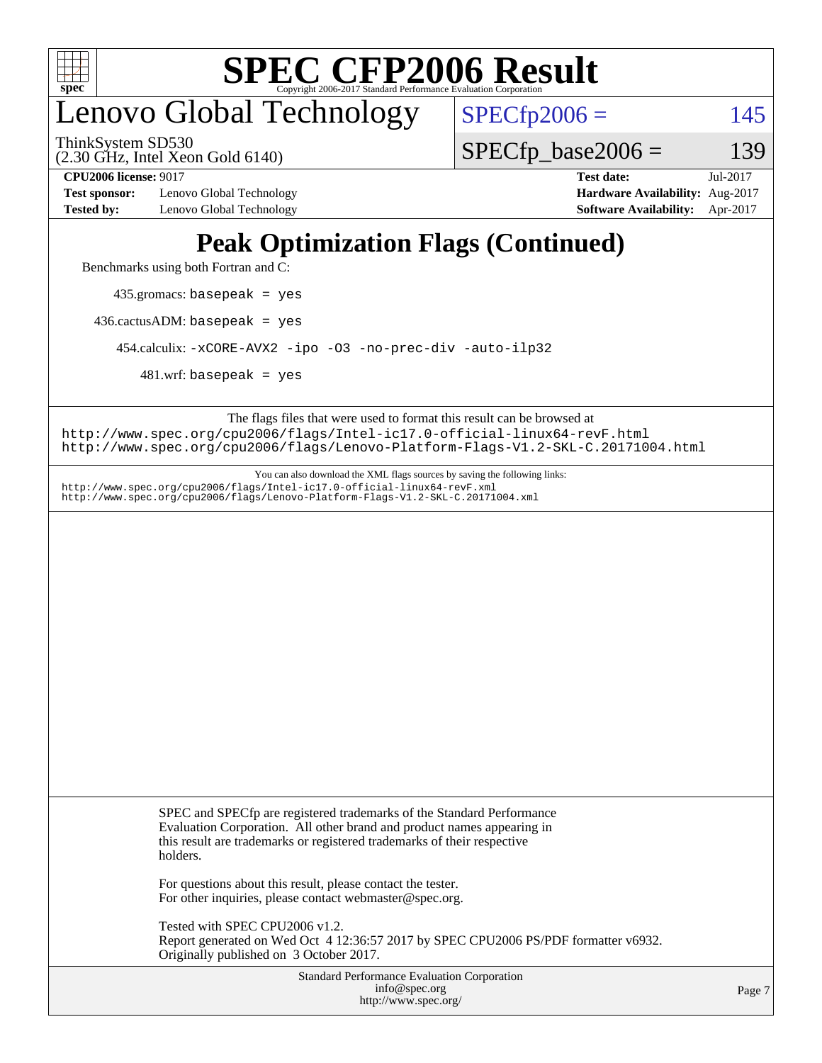# Peak Optimization Flags (Continued)

Benchmarks using both Fortran and C:

435.gromacs: basepeak = yes

436.cactusADM: basepeak = yes

454.calculix: -xCORE-AVX2 -ipo -O3 -no-prec-div -auto-ilp32

481.wrf: basepeak = yes

The flags files that were used to format this result can be browsed at
http://www.spec.org/cpu2006/flags/Intel-ic17.0-official-linux64-revF.html
http://www.spec.org/cpu2006/flags/Lenovo-Platform-Flags-V1.2-SKL-C.20171004.html

You can also download the XML flags sources by saving the following links:
http://www.spec.org/cpu2006/flags/Intel-ic17.0-official-linux64-revF.xml
http://www.spec.org/cpu2006/flags/Lenovo-Platform-Flags-V1.2-SKL-C.20171004.xml

SPEC and SPECfp are registered trademarks of the Standard Performance Evaluation Corporation. All other brand and product names appearing in this result are trademarks or registered trademarks of their respective holders.

For questions about this result, please contact the tester.
For other inquiries, please contact webmaster@spec.org.

Tested with SPEC CPU2006 v1.2.
Report generated on Wed Oct 4 12:36:57 2017 by SPEC CPU2006 PS/PDF formatter v6932.
Originally published on 3 October 2017.